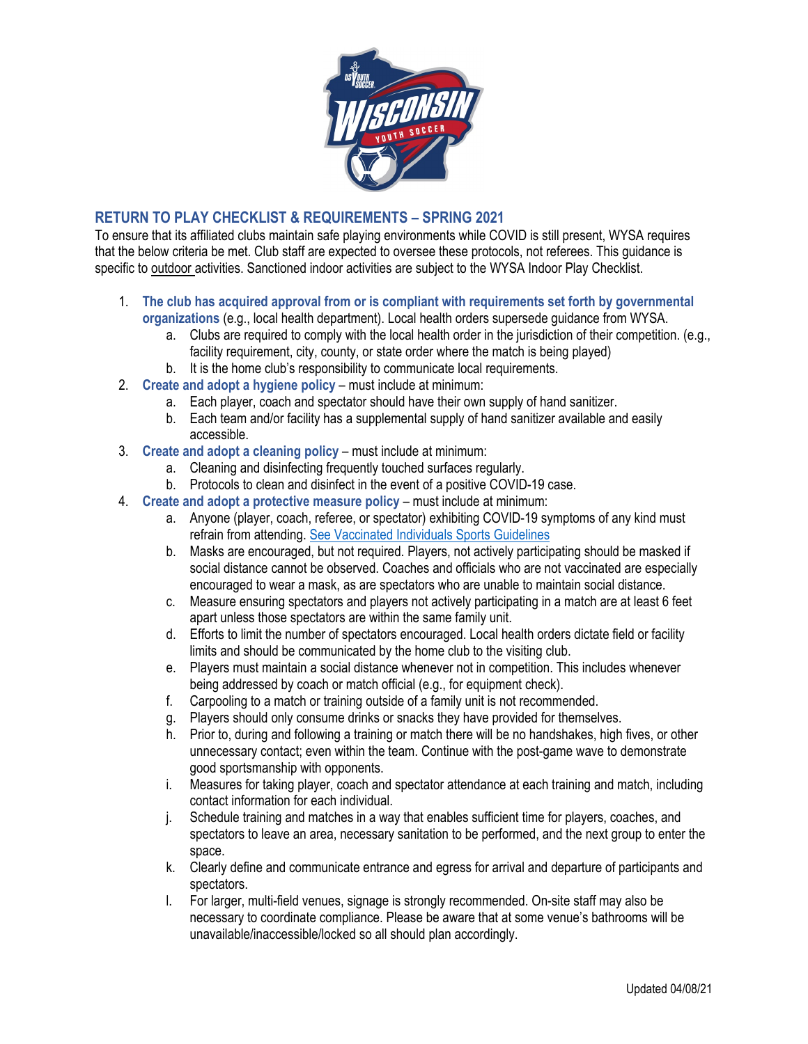## RETURN TO PLAY CHECKLIST & REQUIREMENTS – SPRING 2021

To ensure that its affiliated clubs maintain safe playing environments while COVID is still present, WYSA requires that the below criteria be met. Club staff are expected to oversee these protocols, not referees. This guidance is specific to outdoor activities. Sanctioned indoor activities are subject to the WYSA Indoor Play Checklist.

1. **The club has acquired approval from or is compliant with requirements set forth by governmental organizations** (e.g., local health department). Local health orders supersede guidance from WYSA.
   a. Clubs are required to comply with the local health order in the jurisdiction of their competition. (e.g., facility requirement, city, county, or state order where the match is being played)
   b. It is the home club's responsibility to communicate local requirements.
2. **Create and adopt a hygiene policy** – must include at minimum:
   a. Each player, coach and spectator should have their own supply of hand sanitizer.
   b. Each team and/or facility has a supplemental supply of hand sanitizer available and easily accessible.
3. **Create and adopt a cleaning policy** – must include at minimum:
   a. Cleaning and disinfecting frequently touched surfaces regularly.
   b. Protocols to clean and disinfect in the event of a positive COVID-19 case.
4. **Create and adopt a protective measure policy** – must include at minimum:
   a. Anyone (player, coach, referee, or spectator) exhibiting COVID-19 symptoms of any kind must refrain from attending. See Vaccinated Individuals Sports Guidelines
   b. Masks are encouraged, but not required. Players, not actively participating should be masked if social distance cannot be observed. Coaches and officials who are not vaccinated are especially encouraged to wear a mask, as are spectators who are unable to maintain social distance.
   c. Measure ensuring spectators and players not actively participating in a match are at least 6 feet apart unless those spectators are within the same family unit.
   d. Efforts to limit the number of spectators encouraged. Local health orders dictate field or facility limits and should be communicated by the home club to the visiting club.
   e. Players must maintain a social distance whenever not in competition. This includes whenever being addressed by coach or match official (e.g., for equipment check).
   f. Carpooling to a match or training outside of a family unit is not recommended.
   g. Players should only consume drinks or snacks they have provided for themselves.
   h. Prior to, during and following a training or match there will be no handshakes, high fives, or other unnecessary contact; even within the team. Continue with the post-game wave to demonstrate good sportsmanship with opponents.
   i. Measures for taking player, coach and spectator attendance at each training and match, including contact information for each individual.
   j. Schedule training and matches in a way that enables sufficient time for players, coaches, and spectators to leave an area, necessary sanitation to be performed, and the next group to enter the space.
   k. Clearly define and communicate entrance and egress for arrival and departure of participants and spectators.
   l. For larger, multi-field venues, signage is strongly recommended. On-site staff may also be necessary to coordinate compliance. Please be aware that at some venue's bathrooms will be unavailable/inaccessible/locked so all should plan accordingly.

Updated 04/08/21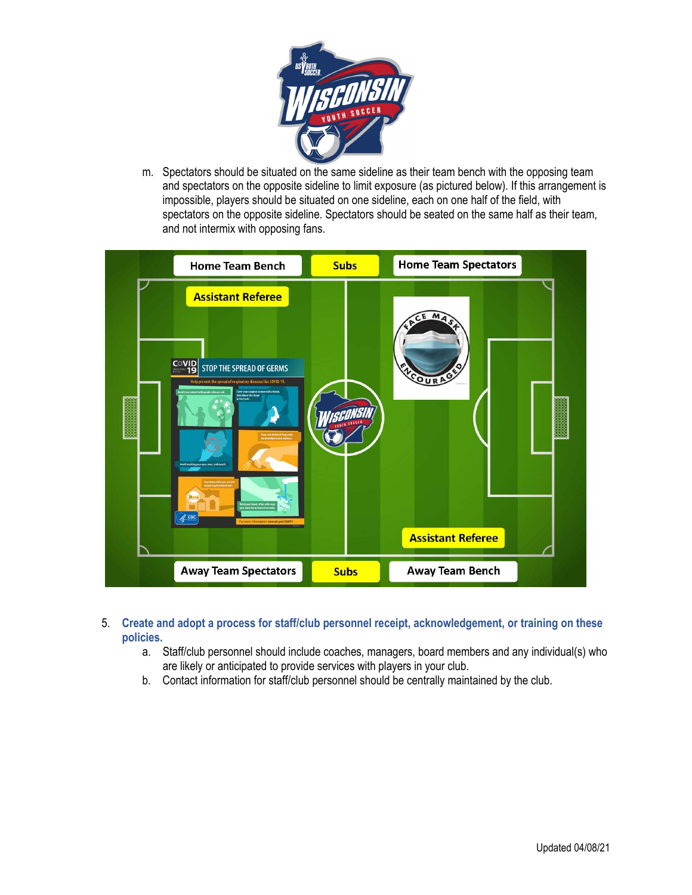m. Spectators should be situated on the same sideline as their team bench with the opposing team and spectators on the opposite sideline to limit exposure (as pictured below). If this arrangement is impossible, players should be situated on one sideline, each on one half of the field, with spectators on the opposite sideline. Spectators should be seated on the same half as their team, and not intermix with opposing fans.

Home Team Bench
Subs
Home Team Spectators
Assistant Referee
Assistant Referee
Away Team Spectators
Subs
Away Team Bench

5. **Create and adopt a process for staff/club personnel receipt, acknowledgement, or training on these policies.**
   a. Staff/club personnel should include coaches, managers, board members and any individual(s) who are likely or anticipated to provide services with players in your club.
   b. Contact information for staff/club personnel should be centrally maintained by the club.

Updated 04/08/21